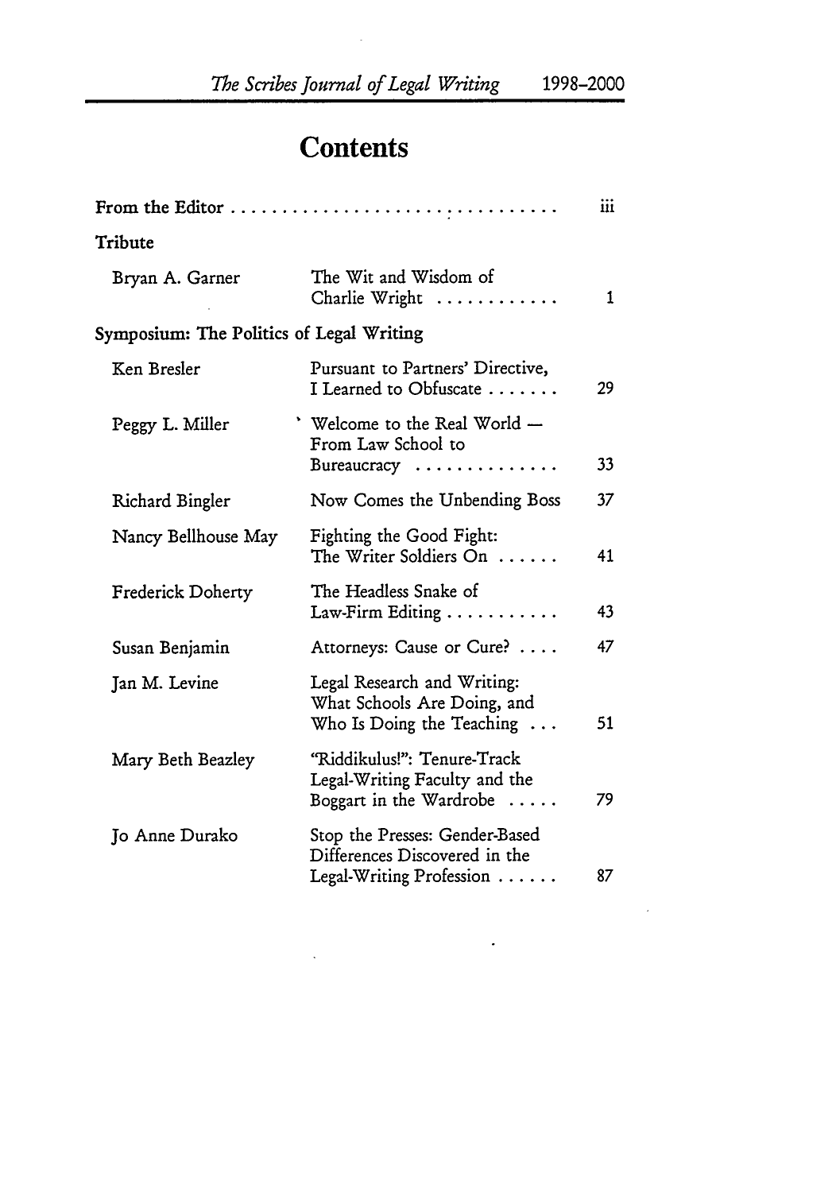# Contents

| | | |
|---|---|---|
| **From the Editor** | | iii |
| **Tribute** | | |
| Bryan A. Garner | The Wit and Wisdom of Charlie Wright | 1 |
| **Symposium: The Politics of Legal Writing** | | |
| Ken Bresler | Pursuant to Partners' Directive, I Learned to Obfuscate | 29 |
| Peggy L. Miller | Welcome to the Real World — From Law School to Bureaucracy | 33 |
| Richard Bingler | Now Comes the Unbending Boss | 37 |
| Nancy Bellhouse May | Fighting the Good Fight: The Writer Soldiers On | 41 |
| Frederick Doherty | The Headless Snake of Law-Firm Editing | 43 |
| Susan Benjamin | Attorneys: Cause or Cure? | 47 |
| Jan M. Levine | Legal Research and Writing: What Schools Are Doing, and Who Is Doing the Teaching | 51 |
| Mary Beth Beazley | "Riddikulus!": Tenure-Track Legal-Writing Faculty and the Boggart in the Wardrobe | 79 |
| Jo Anne Durako | Stop the Presses: Gender-Based Differences Discovered in the Legal-Writing Profession | 87 |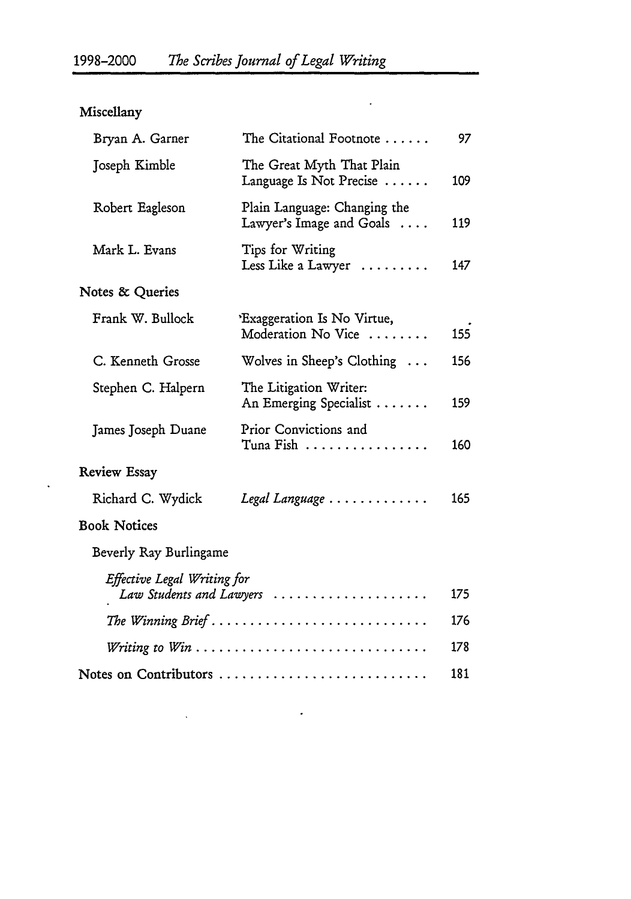## Miscellany

| | | |
|---|---|---|
| Bryan A. Garner | The Citational Footnote | 97 |
| Joseph Kimble | The Great Myth That Plain Language Is Not Precise | 109 |
| Robert Eagleson | Plain Language: Changing the Lawyer's Image and Goals | 119 |
| Mark L. Evans | Tips for Writing Less Like a Lawyer | 147 |

## Notes & Queries

| | | |
|---|---|---|
| Frank W. Bullock | 'Exaggeration Is No Virtue, Moderation No Vice | 155 |
| C. Kenneth Grosse | Wolves in Sheep's Clothing | 156 |
| Stephen C. Halpern | The Litigation Writer: An Emerging Specialist | 159 |
| James Joseph Duane | Prior Convictions and Tuna Fish | 160 |

## Review Essay

| | | |
|---|---|---|
| Richard C. Wydick | *Legal Language* | 165 |

## Book Notices

Beverly Ray Burlingame

| | |
|---|---|
| *Effective Legal Writing for Law Students and Lawyers* | 175 |
| *The Winning Brief* | 176 |
| *Writing to Win* | 178 |

Notes on Contributors ... 181